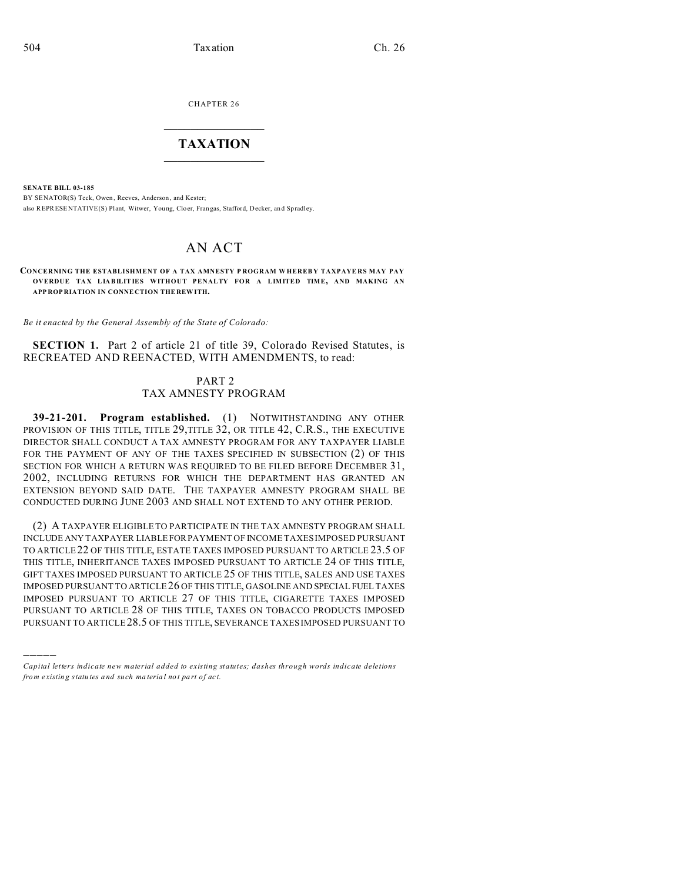CHAPTER 26

# TAXATION

**SENATE BILL 03-185**

BY SENATOR(S) Teck, Owen, Reeves, Anderson, and Kester;
also REPRESENTATIVE(S) Plant, Witwer, Young, Cloer, Frangas, Stafford, Decker, and Spradley.

## AN ACT

**CONCERNING THE ESTABLISHMENT OF A TAX AMNESTY PROGRAM WHEREBY TAXPAYERS MAY PAY OVERDUE TAX LIABILITIES WITHOUT PENALTY FOR A LIMITED TIME, AND MAKING AN APPROPRIATION IN CONNECTION THEREWITH.**

*Be it enacted by the General Assembly of the State of Colorado:*

**SECTION 1.** Part 2 of article 21 of title 39, Colorado Revised Statutes, is RECREATED AND REENACTED, WITH AMENDMENTS, to read:

PART 2
TAX AMNESTY PROGRAM

**39-21-201. Program established.** (1) NOTWITHSTANDING ANY OTHER PROVISION OF THIS TITLE, TITLE 29, TITLE 32, OR TITLE 42, C.R.S., THE EXECUTIVE DIRECTOR SHALL CONDUCT A TAX AMNESTY PROGRAM FOR ANY TAXPAYER LIABLE FOR THE PAYMENT OF ANY OF THE TAXES SPECIFIED IN SUBSECTION (2) OF THIS SECTION FOR WHICH A RETURN WAS REQUIRED TO BE FILED BEFORE DECEMBER 31, 2002, INCLUDING RETURNS FOR WHICH THE DEPARTMENT HAS GRANTED AN EXTENSION BEYOND SAID DATE. THE TAXPAYER AMNESTY PROGRAM SHALL BE CONDUCTED DURING JUNE 2003 AND SHALL NOT EXTEND TO ANY OTHER PERIOD.

(2) A TAXPAYER ELIGIBLE TO PARTICIPATE IN THE TAX AMNESTY PROGRAM SHALL INCLUDE ANY TAXPAYER LIABLE FOR PAYMENT OF INCOME TAXES IMPOSED PURSUANT TO ARTICLE 22 OF THIS TITLE, ESTATE TAXES IMPOSED PURSUANT TO ARTICLE 23.5 OF THIS TITLE, INHERITANCE TAXES IMPOSED PURSUANT TO ARTICLE 24 OF THIS TITLE, GIFT TAXES IMPOSED PURSUANT TO ARTICLE 25 OF THIS TITLE, SALES AND USE TAXES IMPOSED PURSUANT TO ARTICLE 26 OF THIS TITLE, GASOLINE AND SPECIAL FUEL TAXES IMPOSED PURSUANT TO ARTICLE 27 OF THIS TITLE, CIGARETTE TAXES IMPOSED PURSUANT TO ARTICLE 28 OF THIS TITLE, TAXES ON TOBACCO PRODUCTS IMPOSED PURSUANT TO ARTICLE 28.5 OF THIS TITLE, SEVERANCE TAXES IMPOSED PURSUANT TO

---

*Capital letters indicate new material added to existing statutes; dashes through words indicate deletions from existing statutes and such material not part of act.*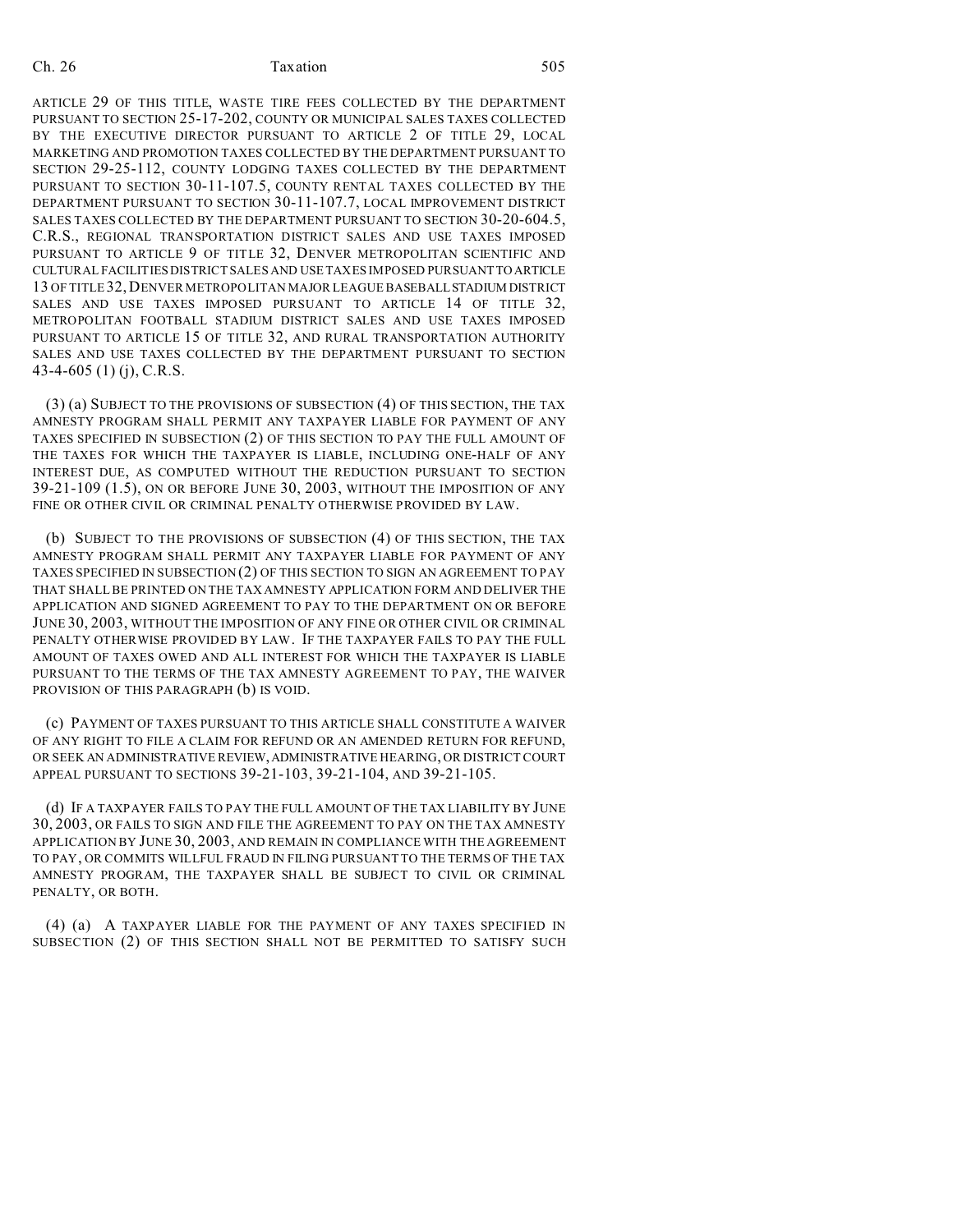ARTICLE 29 OF THIS TITLE, WASTE TIRE FEES COLLECTED BY THE DEPARTMENT PURSUANT TO SECTION 25-17-202, COUNTY OR MUNICIPAL SALES TAXES COLLECTED BY THE EXECUTIVE DIRECTOR PURSUANT TO ARTICLE 2 OF TITLE 29, LOCAL MARKETING AND PROMOTION TAXES COLLECTED BY THE DEPARTMENT PURSUANT TO SECTION 29-25-112, COUNTY LODGING TAXES COLLECTED BY THE DEPARTMENT PURSUANT TO SECTION 30-11-107.5, COUNTY RENTAL TAXES COLLECTED BY THE DEPARTMENT PURSUANT TO SECTION 30-11-107.7, LOCAL IMPROVEMENT DISTRICT SALES TAXES COLLECTED BY THE DEPARTMENT PURSUANT TO SECTION 30-20-604.5, C.R.S., REGIONAL TRANSPORTATION DISTRICT SALES AND USE TAXES IMPOSED PURSUANT TO ARTICLE 9 OF TITLE 32, DENVER METROPOLITAN SCIENTIFIC AND CULTURAL FACILITIES DISTRICT SALES AND USE TAXES IMPOSED PURSUANT TO ARTICLE 13 OF TITLE 32, DENVER METROPOLITAN MAJOR LEAGUE BASEBALL STADIUM DISTRICT SALES AND USE TAXES IMPOSED PURSUANT TO ARTICLE 14 OF TITLE 32, METROPOLITAN FOOTBALL STADIUM DISTRICT SALES AND USE TAXES IMPOSED PURSUANT TO ARTICLE 15 OF TITLE 32, AND RURAL TRANSPORTATION AUTHORITY SALES AND USE TAXES COLLECTED BY THE DEPARTMENT PURSUANT TO SECTION 43-4-605 (1) (j), C.R.S.

(3) (a) SUBJECT TO THE PROVISIONS OF SUBSECTION (4) OF THIS SECTION, THE TAX AMNESTY PROGRAM SHALL PERMIT ANY TAXPAYER LIABLE FOR PAYMENT OF ANY TAXES SPECIFIED IN SUBSECTION (2) OF THIS SECTION TO PAY THE FULL AMOUNT OF THE TAXES FOR WHICH THE TAXPAYER IS LIABLE, INCLUDING ONE-HALF OF ANY INTEREST DUE, AS COMPUTED WITHOUT THE REDUCTION PURSUANT TO SECTION 39-21-109 (1.5), ON OR BEFORE JUNE 30, 2003, WITHOUT THE IMPOSITION OF ANY FINE OR OTHER CIVIL OR CRIMINAL PENALTY OTHERWISE PROVIDED BY LAW.

(b) SUBJECT TO THE PROVISIONS OF SUBSECTION (4) OF THIS SECTION, THE TAX AMNESTY PROGRAM SHALL PERMIT ANY TAXPAYER LIABLE FOR PAYMENT OF ANY TAXES SPECIFIED IN SUBSECTION (2) OF THIS SECTION TO SIGN AN AGREEMENT TO PAY THAT SHALL BE PRINTED ON THE TAX AMNESTY APPLICATION FORM AND DELIVER THE APPLICATION AND SIGNED AGREEMENT TO PAY TO THE DEPARTMENT ON OR BEFORE JUNE 30, 2003, WITHOUT THE IMPOSITION OF ANY FINE OR OTHER CIVIL OR CRIMINAL PENALTY OTHERWISE PROVIDED BY LAW. IF THE TAXPAYER FAILS TO PAY THE FULL AMOUNT OF TAXES OWED AND ALL INTEREST FOR WHICH THE TAXPAYER IS LIABLE PURSUANT TO THE TERMS OF THE TAX AMNESTY AGREEMENT TO PAY, THE WAIVER PROVISION OF THIS PARAGRAPH (b) IS VOID.

(c) PAYMENT OF TAXES PURSUANT TO THIS ARTICLE SHALL CONSTITUTE A WAIVER OF ANY RIGHT TO FILE A CLAIM FOR REFUND OR AN AMENDED RETURN FOR REFUND, OR SEEK AN ADMINISTRATIVE REVIEW, ADMINISTRATIVE HEARING, OR DISTRICT COURT APPEAL PURSUANT TO SECTIONS 39-21-103, 39-21-104, AND 39-21-105.

(d) IF A TAXPAYER FAILS TO PAY THE FULL AMOUNT OF THE TAX LIABILITY BY JUNE 30, 2003, OR FAILS TO SIGN AND FILE THE AGREEMENT TO PAY ON THE TAX AMNESTY APPLICATION BY JUNE 30, 2003, AND REMAIN IN COMPLIANCE WITH THE AGREEMENT TO PAY, OR COMMITS WILLFUL FRAUD IN FILING PURSUANT TO THE TERMS OF THE TAX AMNESTY PROGRAM, THE TAXPAYER SHALL BE SUBJECT TO CIVIL OR CRIMINAL PENALTY, OR BOTH.

(4) (a) A TAXPAYER LIABLE FOR THE PAYMENT OF ANY TAXES SPECIFIED IN SUBSECTION (2) OF THIS SECTION SHALL NOT BE PERMITTED TO SATISFY SUCH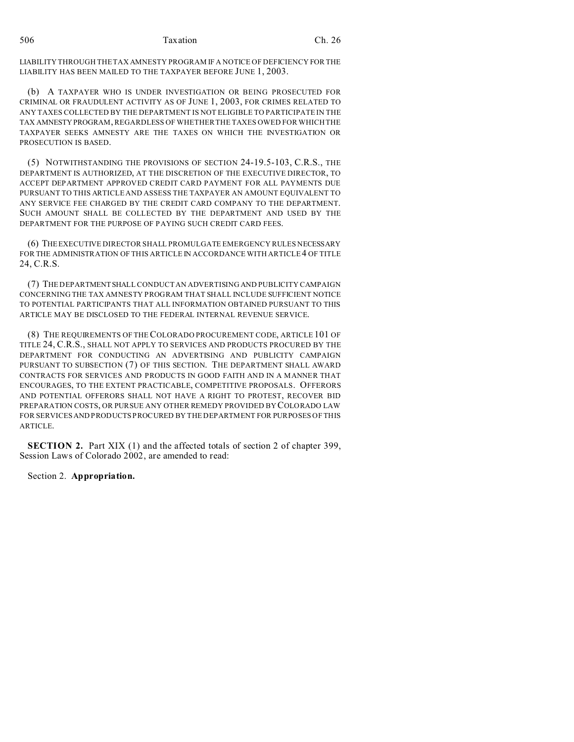LIABILITY THROUGH THE TAX AMNESTY PROGRAM IF A NOTICE OF DEFICIENCY FOR THE LIABILITY HAS BEEN MAILED TO THE TAXPAYER BEFORE JUNE 1, 2003.

(b) A TAXPAYER WHO IS UNDER INVESTIGATION OR BEING PROSECUTED FOR CRIMINAL OR FRAUDULENT ACTIVITY AS OF JUNE 1, 2003, FOR CRIMES RELATED TO ANY TAXES COLLECTED BY THE DEPARTMENT IS NOT ELIGIBLE TO PARTICIPATE IN THE TAX AMNESTY PROGRAM, REGARDLESS OF WHETHER THE TAXES OWED FOR WHICH THE TAXPAYER SEEKS AMNESTY ARE THE TAXES ON WHICH THE INVESTIGATION OR PROSECUTION IS BASED.

(5) NOTWITHSTANDING THE PROVISIONS OF SECTION 24-19.5-103, C.R.S., THE DEPARTMENT IS AUTHORIZED, AT THE DISCRETION OF THE EXECUTIVE DIRECTOR, TO ACCEPT DEPARTMENT APPROVED CREDIT CARD PAYMENT FOR ALL PAYMENTS DUE PURSUANT TO THIS ARTICLE AND ASSESS THE TAXPAYER AN AMOUNT EQUIVALENT TO ANY SERVICE FEE CHARGED BY THE CREDIT CARD COMPANY TO THE DEPARTMENT. SUCH AMOUNT SHALL BE COLLECTED BY THE DEPARTMENT AND USED BY THE DEPARTMENT FOR THE PURPOSE OF PAYING SUCH CREDIT CARD FEES.

(6) THE EXECUTIVE DIRECTOR SHALL PROMULGATE EMERGENCY RULES NECESSARY FOR THE ADMINISTRATION OF THIS ARTICLE IN ACCORDANCE WITH ARTICLE 4 OF TITLE 24, C.R.S.

(7) THE DEPARTMENT SHALL CONDUCT AN ADVERTISING AND PUBLICITY CAMPAIGN CONCERNING THE TAX AMNESTY PROGRAM THAT SHALL INCLUDE SUFFICIENT NOTICE TO POTENTIAL PARTICIPANTS THAT ALL INFORMATION OBTAINED PURSUANT TO THIS ARTICLE MAY BE DISCLOSED TO THE FEDERAL INTERNAL REVENUE SERVICE.

(8) THE REQUIREMENTS OF THE COLORADO PROCUREMENT CODE, ARTICLE 101 OF TITLE 24, C.R.S., SHALL NOT APPLY TO SERVICES AND PRODUCTS PROCURED BY THE DEPARTMENT FOR CONDUCTING AN ADVERTISING AND PUBLICITY CAMPAIGN PURSUANT TO SUBSECTION (7) OF THIS SECTION. THE DEPARTMENT SHALL AWARD CONTRACTS FOR SERVICES AND PRODUCTS IN GOOD FAITH AND IN A MANNER THAT ENCOURAGES, TO THE EXTENT PRACTICABLE, COMPETITIVE PROPOSALS. OFFERORS AND POTENTIAL OFFERORS SHALL NOT HAVE A RIGHT TO PROTEST, RECOVER BID PREPARATION COSTS, OR PURSUE ANY OTHER REMEDY PROVIDED BY COLORADO LAW FOR SERVICES AND PRODUCTS PROCURED BY THE DEPARTMENT FOR PURPOSES OF THIS ARTICLE.

**SECTION 2.** Part XIX (1) and the affected totals of section 2 of chapter 399, Session Laws of Colorado 2002, are amended to read:

Section 2. **Appropriation.**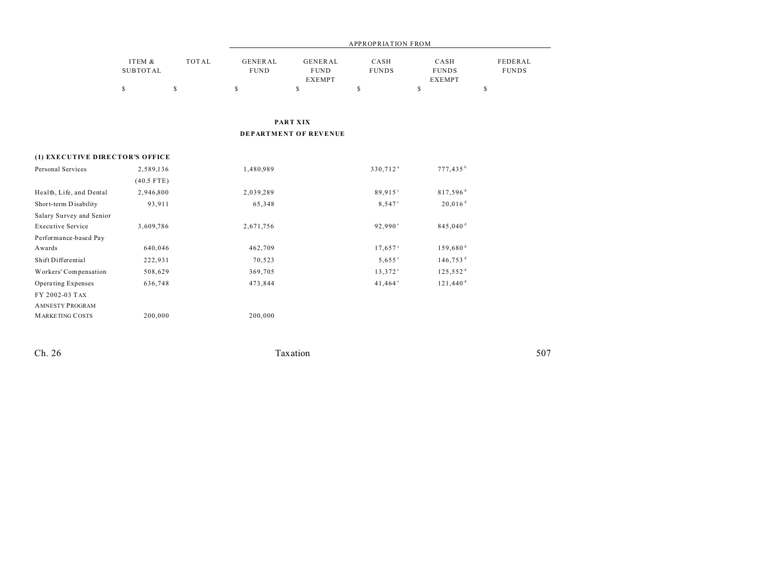| | ITEM & SUBTOTAL | TOTAL | APPROPRIATION FROM GENERAL FUND | GENERAL FUND EXEMPT | CASH FUNDS | CASH FUNDS EXEMPT | FEDERAL FUNDS |
|---|---|---|---|---|---|---|---|
| | $ | $ | $ | $ | $ | $ | $ |

## PART XIX
## DEPARTMENT OF REVENUE

**(1) EXECUTIVE DIRECTOR'S OFFICE**

| | ITEM & SUBTOTAL | TOTAL | GENERAL FUND | GENERAL FUND EXEMPT | CASH FUNDS | CASH FUNDS EXEMPT | FEDERAL FUNDS |
|---|---|---|---|---|---|---|---|
| Personal Services | 2,589,136 | | 1,480,989 | | 330,712[a] | 777,435[b] | |
| | (40.5 FTE) | | | | | | |
| Health, Life, and Dental | 2,946,800 | | 2,039,289 | | 89,915[c] | 817,596[d] | |
| Short-term Disability | 93,911 | | 65,348 | | 8,547[c] | 20,016[d] | |
| Salary Survey and Senior Executive Service | 3,609,786 | | 2,671,756 | | 92,990[c] | 845,040[d] | |
| Performance-based Pay Awards | 640,046 | | 462,709 | | 17,657[c] | 159,680[d] | |
| Shift Differential | 222,931 | | 70,523 | | 5,655[c] | 146,753[d] | |
| Workers' Compensation | 508,629 | | 369,705 | | 13,372[c] | 125,552[d] | |
| Operating Expenses | 636,748 | | 473,844 | | 41,464[c] | 121,440[d] | |
| FY 2002-03 TAX AMNESTY PROGRAM MARKETING COSTS | 200,000 | | 200,000 | | | | |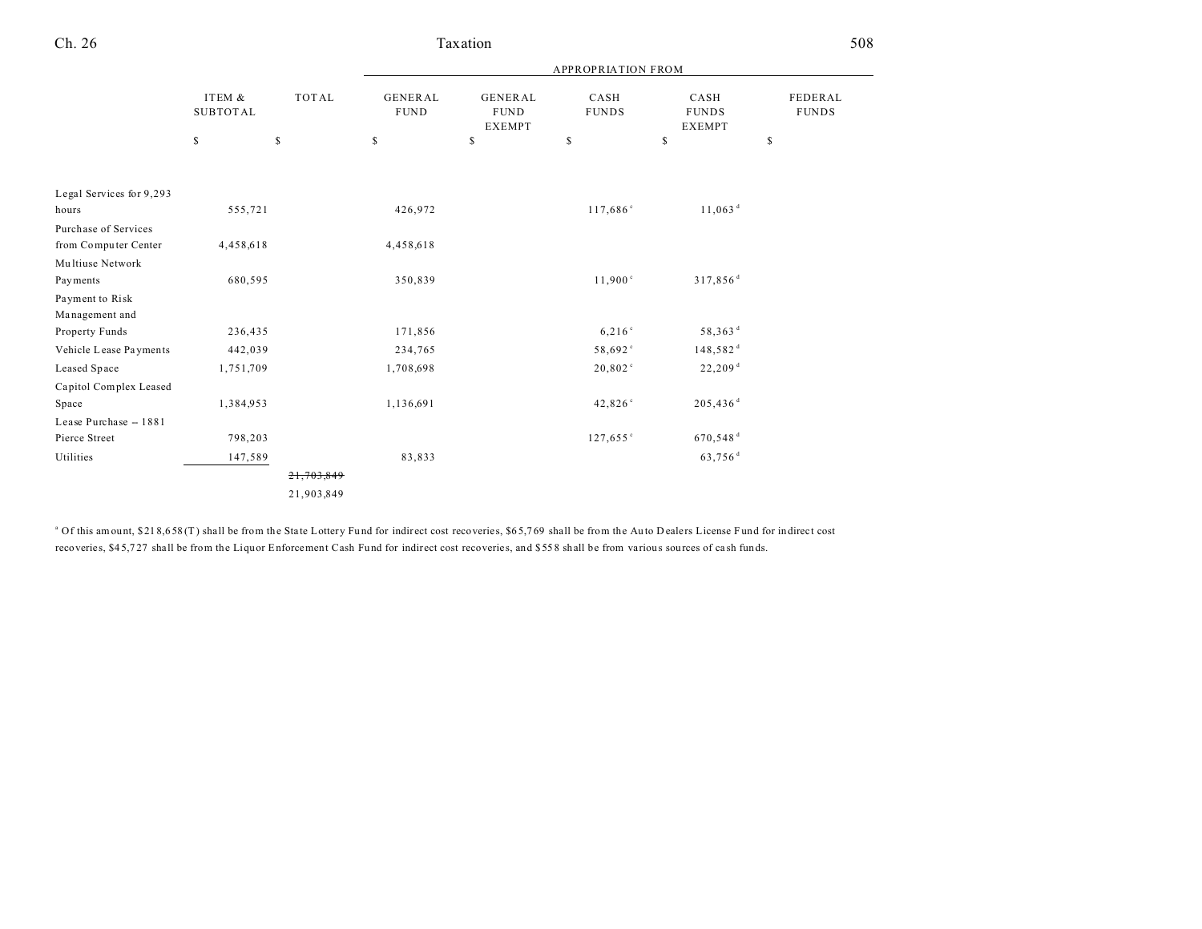| | ITEM & SUBTOTAL | TOTAL | APPROPRIATION FROM | | | | |
|---|---|---|---|---|---|---|---|
| | | | GENERAL FUND | GENERAL FUND EXEMPT | CASH FUNDS | CASH FUNDS EXEMPT | FEDERAL FUNDS |
| | $ | $ | $ | $ | $ | $ | $ |
| Legal Services for 9,293 hours | 555,721 | | 426,972 | | 117,686[c] | 11,063[d] | |
| Purchase of Services from Computer Center | 4,458,618 | | 4,458,618 | | | | |
| Multiuse Network Payments | 680,595 | | 350,839 | | 11,900[c] | 317,856[d] | |
| Payment to Risk Management and Property Funds | 236,435 | | 171,856 | | 6,216[c] | 58,363[d] | |
| Vehicle Lease Payments | 442,039 | | 234,765 | | 58,692[c] | 148,582[d] | |
| Leased Space | 1,751,709 | | 1,708,698 | | 20,802[c] | 22,209[d] | |
| Capitol Complex Leased Space | 1,384,953 | | 1,136,691 | | 42,826[c] | 205,436[d] | |
| Lease Purchase -- 1881 Pierce Street | 798,203 | | | | 127,655[c] | 670,548[d] | |
| Utilities | 147,589 | | 83,833 | | | 63,756[d] | |
| | | ~~21,703,849~~ 21,903,849 | | | | | |

[a] Of this amount, $218,658(T) shall be from the State Lottery Fund for indirect cost recoveries, $65,769 shall be from the Auto Dealers License Fund for indirect cost recoveries, $45,727 shall be from the Liquor Enforcement Cash Fund for indirect cost recoveries, and $558 shall be from various sources of cash funds.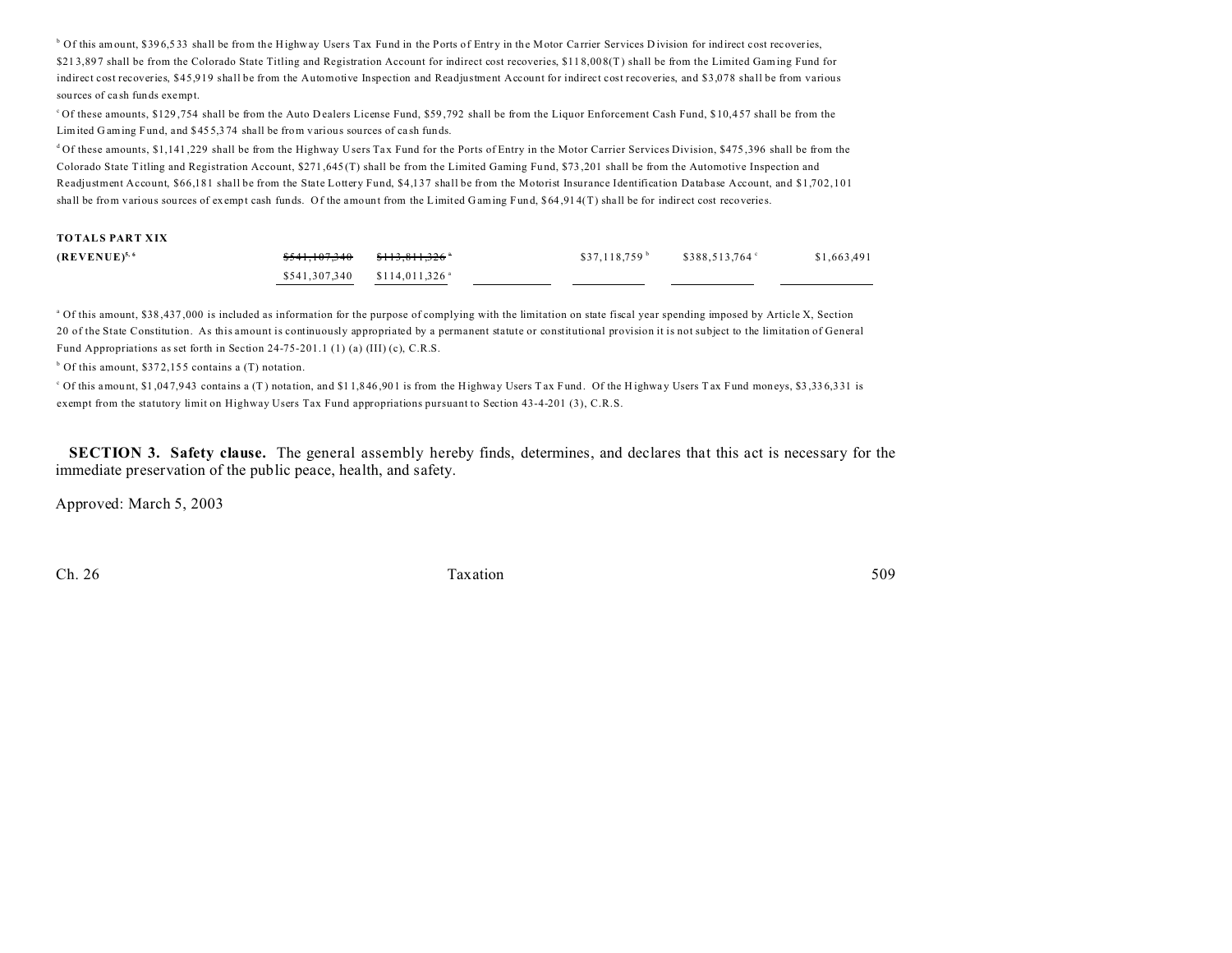[b] Of this amount, $396,533 shall be from the Highway Users Tax Fund in the Ports of Entry in the Motor Carrier Services Division for indirect cost recoveries, $213,897 shall be from the Colorado State Titling and Registration Account for indirect cost recoveries, $118,008(T) shall be from the Limited Gaming Fund for indirect cost recoveries, $45,919 shall be from the Automotive Inspection and Readjustment Account for indirect cost recoveries, and $3,078 shall be from various sources of cash funds exempt.

[c] Of these amounts, $129,754 shall be from the Auto Dealers License Fund, $59,792 shall be from the Liquor Enforcement Cash Fund, $10,457 shall be from the Limited Gaming Fund, and $455,374 shall be from various sources of cash funds.

[d] Of these amounts, $1,141,229 shall be from the Highway Users Tax Fund for the Ports of Entry in the Motor Carrier Services Division, $475,396 shall be from the Colorado State Titling and Registration Account, $271,645(T) shall be from the Limited Gaming Fund, $73,201 shall be from the Automotive Inspection and Readjustment Account, $66,181 shall be from the State Lottery Fund, $4,137 shall be from the Motorist Insurance Identification Database Account, and $1,702,101 shall be from various sources of exempt cash funds. Of the amount from the Limited Gaming Fund, $64,914(T) shall be for indirect cost recoveries.

| | | | | | | |
|---|---|---|---|---|---|---|
| **TOTALS PART XIX** | | | | | | |
| **(REVENUE)**[5, 6] | ~~$541,107,340~~ | ~~$113,811,326~~ [a] | | $37,118,759 [b] | $388,513,764 [c] | $1,663,491 |
| | $541,307,340 | $114,011,326 [a] | | | | |

[a] Of this amount, $38,437,000 is included as information for the purpose of complying with the limitation on state fiscal year spending imposed by Article X, Section 20 of the State Constitution. As this amount is continuously appropriated by a permanent statute or constitutional provision it is not subject to the limitation of General Fund Appropriations as set forth in Section 24-75-201.1 (1) (a) (III) (c), C.R.S.

[b] Of this amount, $372,155 contains a (T) notation.

[c] Of this amount, $1,047,943 contains a (T) notation, and $11,846,901 is from the Highway Users Tax Fund. Of the Highway Users Tax Fund moneys, $3,336,331 is exempt from the statutory limit on Highway Users Tax Fund appropriations pursuant to Section 43-4-201 (3), C.R.S.

**SECTION 3. Safety clause.** The general assembly hereby finds, determines, and declares that this act is necessary for the immediate preservation of the public peace, health, and safety.

Approved: March 5, 2003